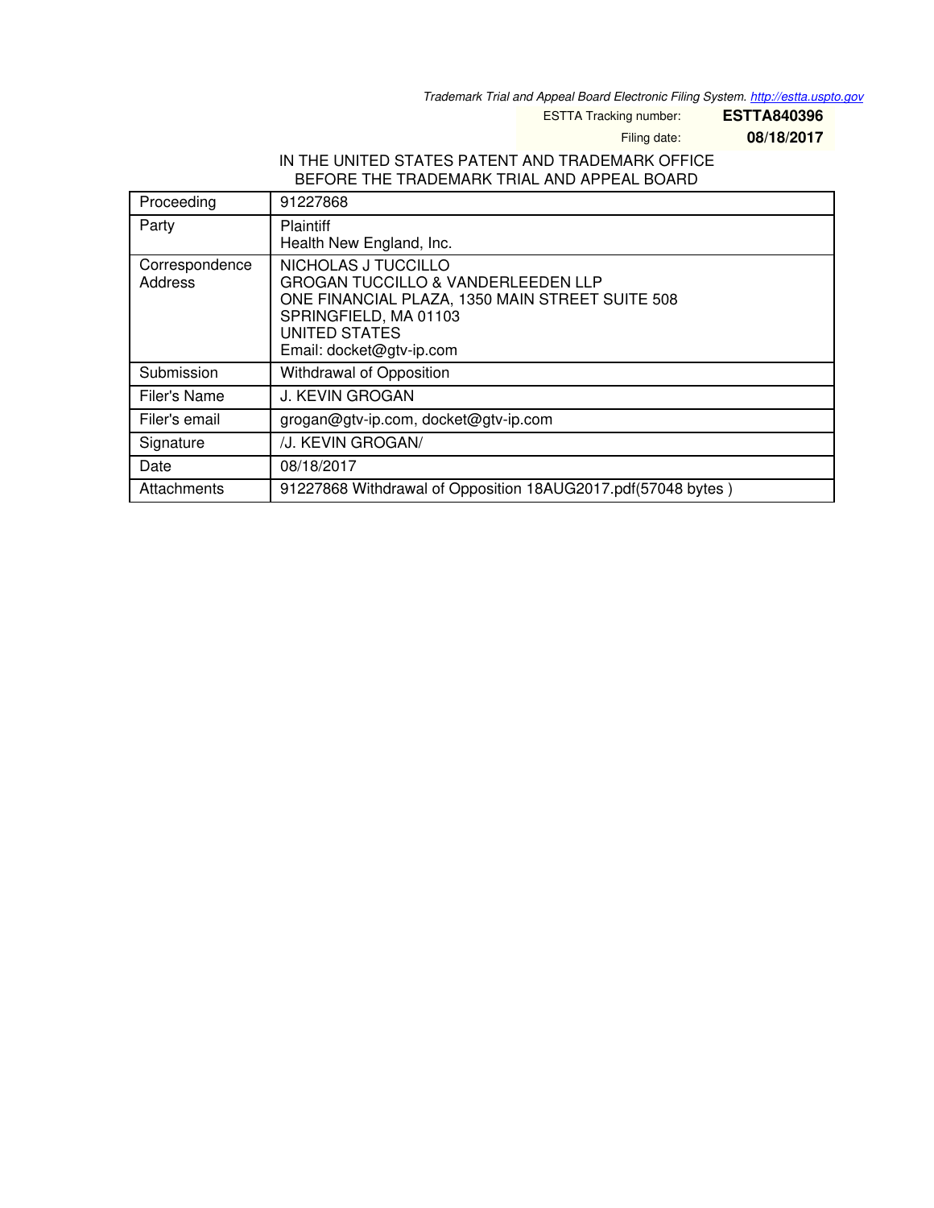*Trademark Trial and Appeal Board Electronic Filing System. http://estta.uspto.gov*

ESTTA Tracking number: **ESTTA840396**

Filing date: **08/18/2017**

IN THE UNITED STATES PATENT AND TRADEMARK OFFICE
BEFORE THE TRADEMARK TRIAL AND APPEAL BOARD

| | |
|---|---|
| Proceeding | 91227868 |
| Party | Plaintiff<br>Health New England, Inc. |
| Correspondence Address | NICHOLAS J TUCCILLO<br>GROGAN TUCCILLO & VANDERLEEDEN LLP<br>ONE FINANCIAL PLAZA, 1350 MAIN STREET SUITE 508<br>SPRINGFIELD, MA 01103<br>UNITED STATES<br>Email: docket@gtv-ip.com |
| Submission | Withdrawal of Opposition |
| Filer's Name | J. KEVIN GROGAN |
| Filer's email | grogan@gtv-ip.com, docket@gtv-ip.com |
| Signature | /J. KEVIN GROGAN/ |
| Date | 08/18/2017 |
| Attachments | 91227868 Withdrawal of Opposition 18AUG2017.pdf(57048 bytes ) |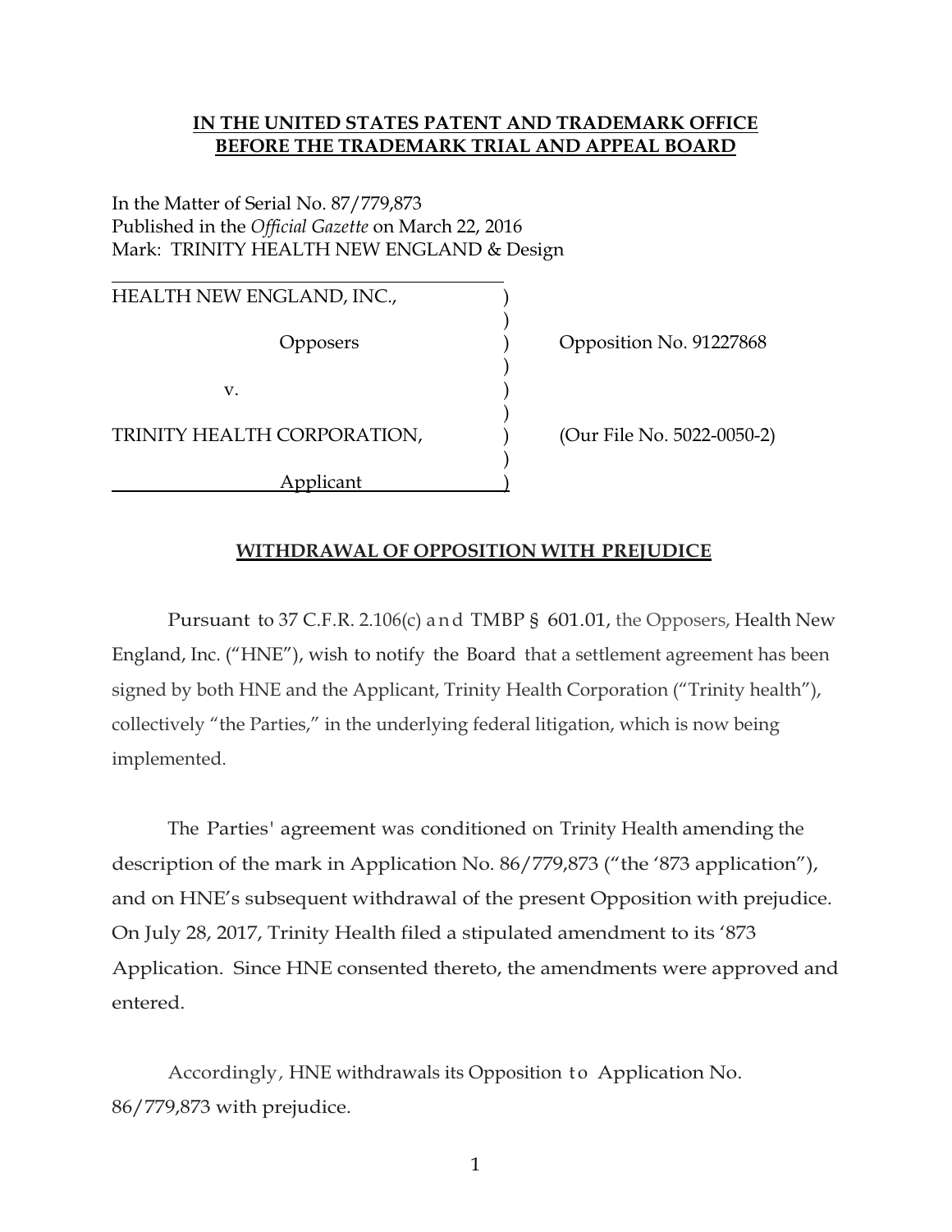**IN THE UNITED STATES PATENT AND TRADEMARK OFFICE**
**BEFORE THE TRADEMARK TRIAL AND APPEAL BOARD**

In the Matter of Serial No. 87/779,873
Published in the *Official Gazette* on March 22, 2016
Mark: TRINITY HEALTH NEW ENGLAND & Design

| | | |
|---|---|---|
| HEALTH NEW ENGLAND, INC., | ) | |
| | ) | |
| Opposers | ) | Opposition No. 91227868 |
| | ) | |
| v. | ) | |
| | ) | |
| TRINITY HEALTH CORPORATION, | ) | (Our File No. 5022-0050-2) |
| | ) | |
| Applicant | ) | |

## WITHDRAWAL OF OPPOSITION WITH PREJUDICE

Pursuant to 37 C.F.R. 2.106(c) and TMBP § 601.01, the Opposers, Health New England, Inc. ("HNE"), wish to notify the Board that a settlement agreement has been signed by both HNE and the Applicant, Trinity Health Corporation ("Trinity health"), collectively "the Parties," in the underlying federal litigation, which is now being implemented.

The Parties' agreement was conditioned on Trinity Health amending the description of the mark in Application No. 86/779,873 ("the '873 application"), and on HNE's subsequent withdrawal of the present Opposition with prejudice. On July 28, 2017, Trinity Health filed a stipulated amendment to its '873 Application. Since HNE consented thereto, the amendments were approved and entered.

Accordingly, HNE withdrawals its Opposition to Application No. 86/779,873 with prejudice.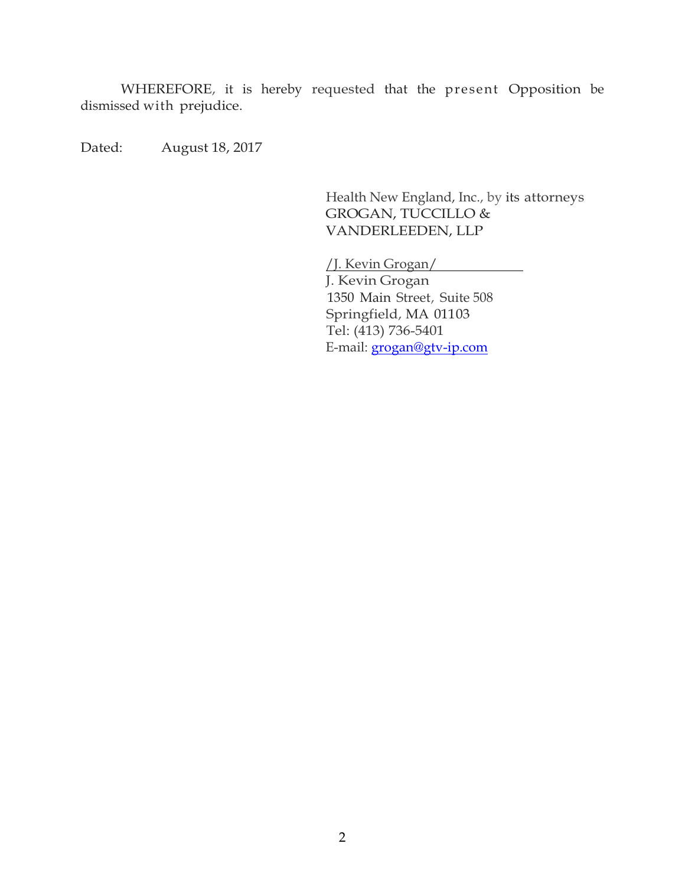WHEREFORE, it is hereby requested that the present Opposition be dismissed with prejudice.

Dated: August 18, 2017

Health New England, Inc., by its attorneys
GROGAN, TUCCILLO &
VANDERLEEDEN, LLP

/J. Kevin Grogan/
J. Kevin Grogan
1350 Main Street, Suite 508
Springfield, MA 01103
Tel: (413) 736-5401
E-mail: grogan@gtv-ip.com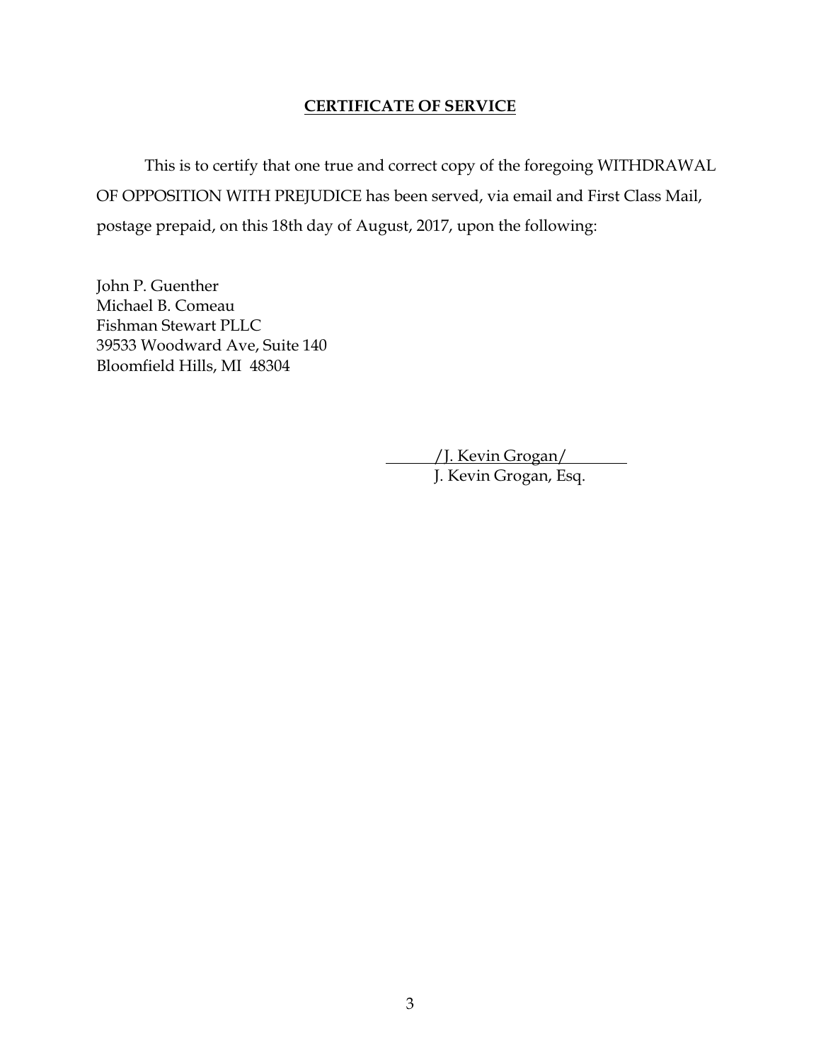## **CERTIFICATE OF SERVICE**

This is to certify that one true and correct copy of the foregoing WITHDRAWAL OF OPPOSITION WITH PREJUDICE has been served, via email and First Class Mail, postage prepaid, on this 18th day of August, 2017, upon the following:

John P. Guenther
Michael B. Comeau
Fishman Stewart PLLC
39533 Woodward Ave, Suite 140
Bloomfield Hills, MI 48304

/J. Kevin Grogan/
J. Kevin Grogan, Esq.